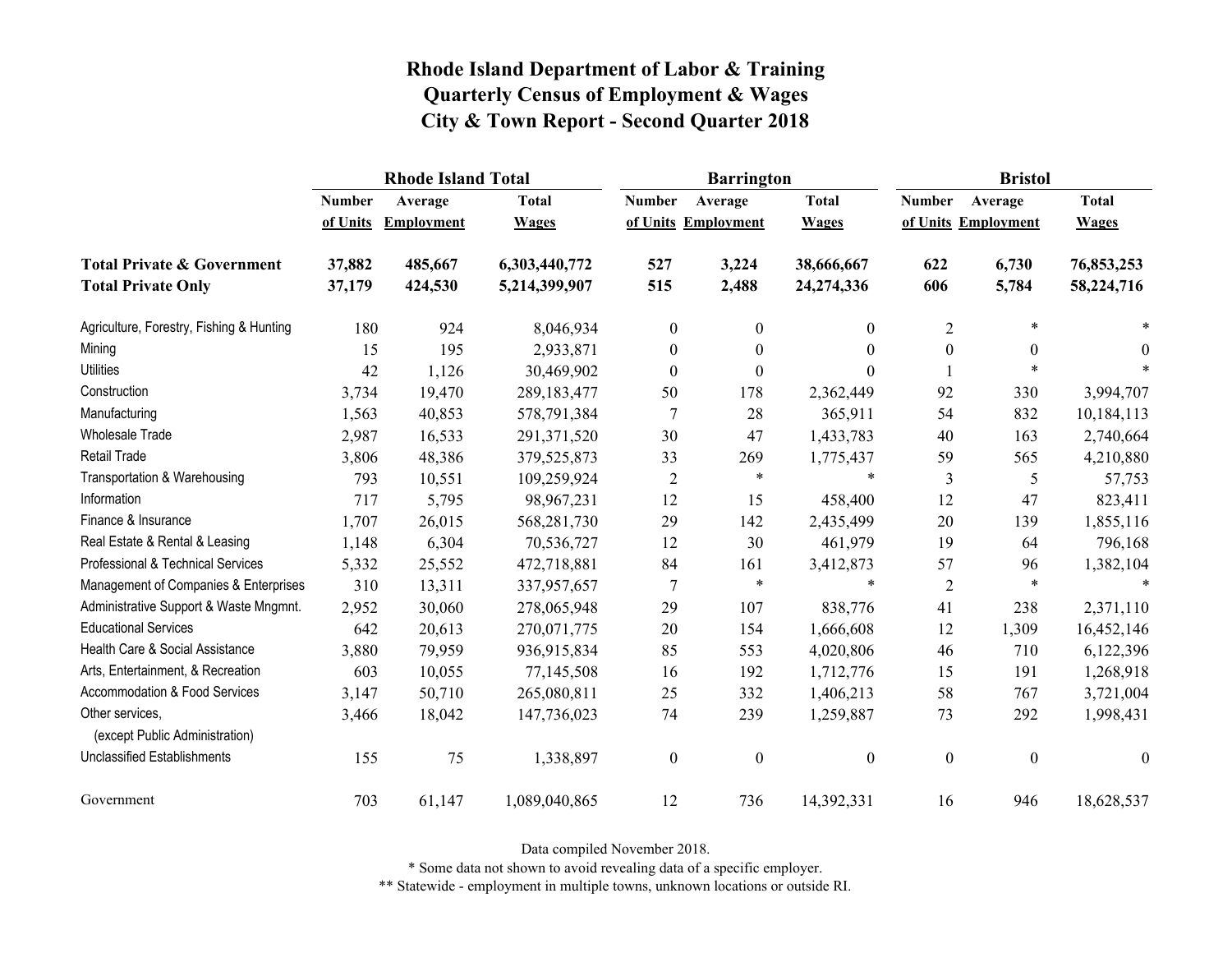# Rhode Island Department of Labor & Training
## Quarterly Census of Employment & Wages
## City & Town Report - Second Quarter 2018

| | Rhode Island Total | | | Barrington | | | Bristol | | |
|---|---|---|---|---|---|---|---|---|---|
| | Number of Units | Average Employment | Total Wages | Number of Units | Average Employment | Total Wages | Number of Units | Average Employment | Total Wages |
| **Total Private & Government** | **37,882** | **485,667** | **6,303,440,772** | **527** | **3,224** | **38,666,667** | **622** | **6,730** | **76,853,253** |
| **Total Private Only** | **37,179** | **424,530** | **5,214,399,907** | **515** | **2,488** | **24,274,336** | **606** | **5,784** | **58,224,716** |
| Agriculture, Forestry, Fishing & Hunting | 180 | 924 | 8,046,934 | 0 | 0 | 0 | 2 | * | * |
| Mining | 15 | 195 | 2,933,871 | 0 | 0 | 0 | 0 | 0 | 0 |
| Utilities | 42 | 1,126 | 30,469,902 | 0 | 0 | 0 | 1 | * | * |
| Construction | 3,734 | 19,470 | 289,183,477 | 50 | 178 | 2,362,449 | 92 | 330 | 3,994,707 |
| Manufacturing | 1,563 | 40,853 | 578,791,384 | 7 | 28 | 365,911 | 54 | 832 | 10,184,113 |
| Wholesale Trade | 2,987 | 16,533 | 291,371,520 | 30 | 47 | 1,433,783 | 40 | 163 | 2,740,664 |
| Retail Trade | 3,806 | 48,386 | 379,525,873 | 33 | 269 | 1,775,437 | 59 | 565 | 4,210,880 |
| Transportation & Warehousing | 793 | 10,551 | 109,259,924 | 2 | * | * | 3 | 5 | 57,753 |
| Information | 717 | 5,795 | 98,967,231 | 12 | 15 | 458,400 | 12 | 47 | 823,411 |
| Finance & Insurance | 1,707 | 26,015 | 568,281,730 | 29 | 142 | 2,435,499 | 20 | 139 | 1,855,116 |
| Real Estate & Rental & Leasing | 1,148 | 6,304 | 70,536,727 | 12 | 30 | 461,979 | 19 | 64 | 796,168 |
| Professional & Technical Services | 5,332 | 25,552 | 472,718,881 | 84 | 161 | 3,412,873 | 57 | 96 | 1,382,104 |
| Management of Companies & Enterprises | 310 | 13,311 | 337,957,657 | 7 | * | * | 2 | * | * |
| Administrative Support & Waste Mngmnt. | 2,952 | 30,060 | 278,065,948 | 29 | 107 | 838,776 | 41 | 238 | 2,371,110 |
| Educational Services | 642 | 20,613 | 270,071,775 | 20 | 154 | 1,666,608 | 12 | 1,309 | 16,452,146 |
| Health Care & Social Assistance | 3,880 | 79,959 | 936,915,834 | 85 | 553 | 4,020,806 | 46 | 710 | 6,122,396 |
| Arts, Entertainment, & Recreation | 603 | 10,055 | 77,145,508 | 16 | 192 | 1,712,776 | 15 | 191 | 1,268,918 |
| Accommodation & Food Services | 3,147 | 50,710 | 265,080,811 | 25 | 332 | 1,406,213 | 58 | 767 | 3,721,004 |
| Other services, (except Public Administration) | 3,466 | 18,042 | 147,736,023 | 74 | 239 | 1,259,887 | 73 | 292 | 1,998,431 |
| Unclassified Establishments | 155 | 75 | 1,338,897 | 0 | 0 | 0 | 0 | 0 | 0 |
| Government | 703 | 61,147 | 1,089,040,865 | 12 | 736 | 14,392,331 | 16 | 946 | 18,628,537 |

Data compiled November 2018.

* Some data not shown to avoid revealing data of a specific employer.

** Statewide - employment in multiple towns, unknown locations or outside RI.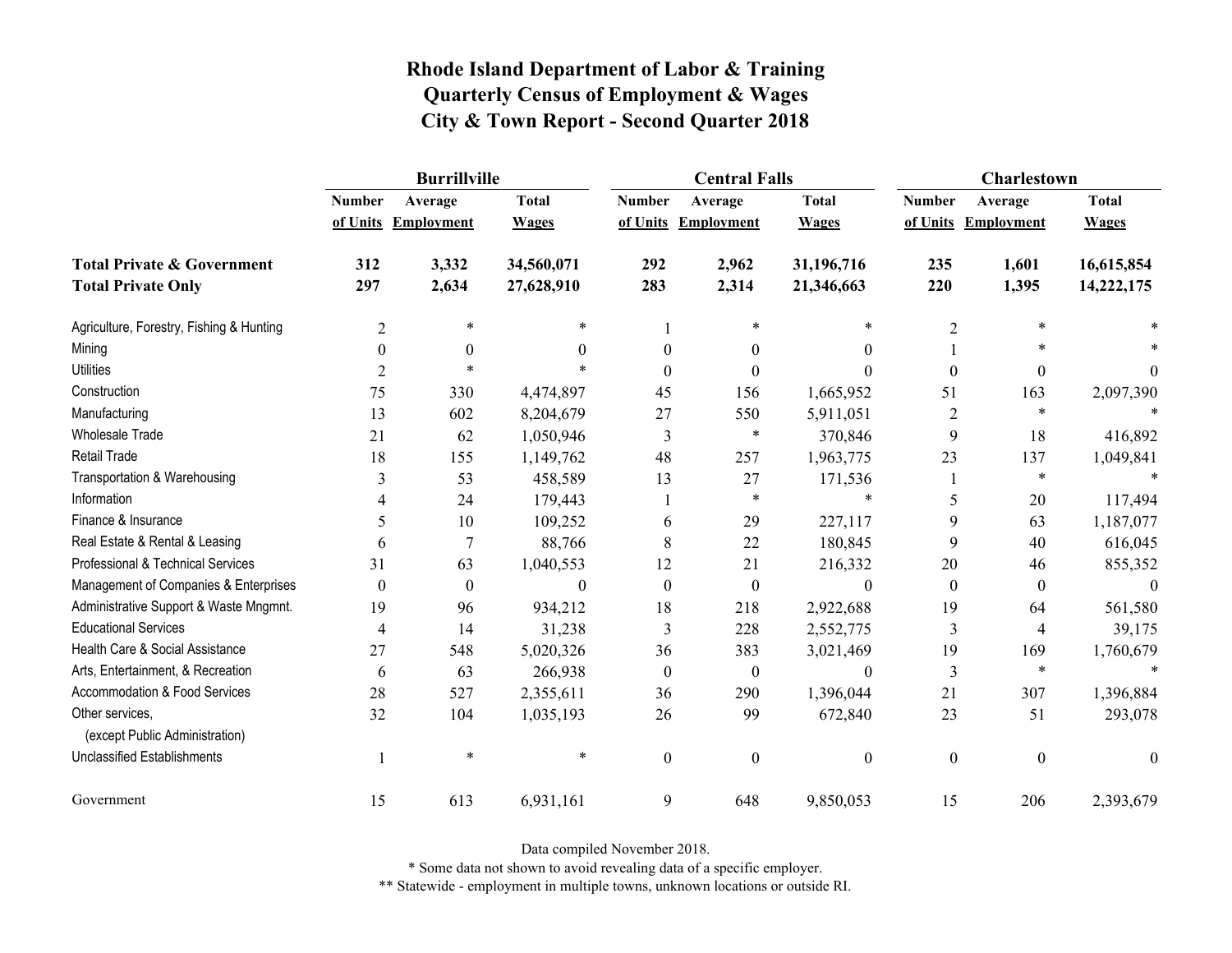# Rhode Island Department of Labor & Training
## Quarterly Census of Employment & Wages
## City & Town Report - Second Quarter 2018

| | Burrillville | | | Central Falls | | | Charlestown | | |
|---|---|---|---|---|---|---|---|---|---|
| | Number of Units | Average Employment | Total Wages | Number of Units | Average Employment | Total Wages | Number of Units | Average Employment | Total Wages |
| **Total Private & Government** | **312** | **3,332** | **34,560,071** | **292** | **2,962** | **31,196,716** | **235** | **1,601** | **16,615,854** |
| **Total Private Only** | **297** | **2,634** | **27,628,910** | **283** | **2,314** | **21,346,663** | **220** | **1,395** | **14,222,175** |
| Agriculture, Forestry, Fishing & Hunting | 2 | * | * | 1 | * | * | 2 | * | * |
| Mining | 0 | 0 | 0 | 0 | 0 | 0 | 1 | * | * |
| Utilities | 2 | * | * | 0 | 0 | 0 | 0 | 0 | 0 |
| Construction | 75 | 330 | 4,474,897 | 45 | 156 | 1,665,952 | 51 | 163 | 2,097,390 |
| Manufacturing | 13 | 602 | 8,204,679 | 27 | 550 | 5,911,051 | 2 | * | * |
| Wholesale Trade | 21 | 62 | 1,050,946 | 3 | * | 370,846 | 9 | 18 | 416,892 |
| Retail Trade | 18 | 155 | 1,149,762 | 48 | 257 | 1,963,775 | 23 | 137 | 1,049,841 |
| Transportation & Warehousing | 3 | 53 | 458,589 | 13 | 27 | 171,536 | 1 | * | * |
| Information | 4 | 24 | 179,443 | 1 | * | * | 5 | 20 | 117,494 |
| Finance & Insurance | 5 | 10 | 109,252 | 6 | 29 | 227,117 | 9 | 63 | 1,187,077 |
| Real Estate & Rental & Leasing | 6 | 7 | 88,766 | 8 | 22 | 180,845 | 9 | 40 | 616,045 |
| Professional & Technical Services | 31 | 63 | 1,040,553 | 12 | 21 | 216,332 | 20 | 46 | 855,352 |
| Management of Companies & Enterprises | 0 | 0 | 0 | 0 | 0 | 0 | 0 | 0 | 0 |
| Administrative Support & Waste Mngmnt. | 19 | 96 | 934,212 | 18 | 218 | 2,922,688 | 19 | 64 | 561,580 |
| Educational Services | 4 | 14 | 31,238 | 3 | 228 | 2,552,775 | 3 | 4 | 39,175 |
| Health Care & Social Assistance | 27 | 548 | 5,020,326 | 36 | 383 | 3,021,469 | 19 | 169 | 1,760,679 |
| Arts, Entertainment, & Recreation | 6 | 63 | 266,938 | 0 | 0 | 0 | 3 | * | * |
| Accommodation & Food Services | 28 | 527 | 2,355,611 | 36 | 290 | 1,396,044 | 21 | 307 | 1,396,884 |
| Other services, (except Public Administration) | 32 | 104 | 1,035,193 | 26 | 99 | 672,840 | 23 | 51 | 293,078 |
| Unclassified Establishments | 1 | * | * | 0 | 0 | 0 | 0 | 0 | 0 |
| Government | 15 | 613 | 6,931,161 | 9 | 648 | 9,850,053 | 15 | 206 | 2,393,679 |

Data compiled November 2018.

* Some data not shown to avoid revealing data of a specific employer.

** Statewide - employment in multiple towns, unknown locations or outside RI.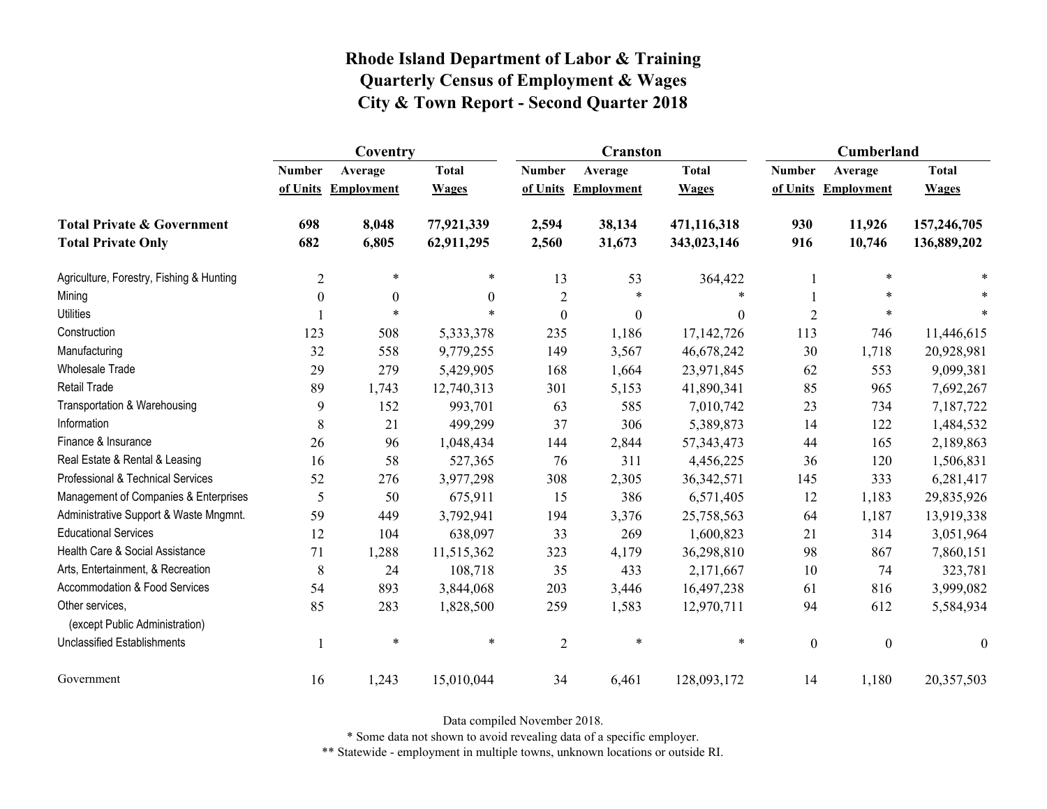# Rhode Island Department of Labor & Training
## Quarterly Census of Employment & Wages
## City & Town Report - Second Quarter 2018

| | Coventry | | | Cranston | | | Cumberland | | |
|---|---|---|---|---|---|---|---|---|---|
| | Number of Units | Average Employment | Total Wages | Number of Units | Average Employment | Total Wages | Number of Units | Average Employment | Total Wages |
| **Total Private & Government** | **698** | **8,048** | **77,921,339** | **2,594** | **38,134** | **471,116,318** | **930** | **11,926** | **157,246,705** |
| **Total Private Only** | **682** | **6,805** | **62,911,295** | **2,560** | **31,673** | **343,023,146** | **916** | **10,746** | **136,889,202** |
| Agriculture, Forestry, Fishing & Hunting | 2 | * | * | 13 | 53 | 364,422 | 1 | * | * |
| Mining | 0 | 0 | 0 | 2 | * | * | 1 | * | * |
| Utilities | 1 | * | * | 0 | 0 | 0 | 2 | * | * |
| Construction | 123 | 508 | 5,333,378 | 235 | 1,186 | 17,142,726 | 113 | 746 | 11,446,615 |
| Manufacturing | 32 | 558 | 9,779,255 | 149 | 3,567 | 46,678,242 | 30 | 1,718 | 20,928,981 |
| Wholesale Trade | 29 | 279 | 5,429,905 | 168 | 1,664 | 23,971,845 | 62 | 553 | 9,099,381 |
| Retail Trade | 89 | 1,743 | 12,740,313 | 301 | 5,153 | 41,890,341 | 85 | 965 | 7,692,267 |
| Transportation & Warehousing | 9 | 152 | 993,701 | 63 | 585 | 7,010,742 | 23 | 734 | 7,187,722 |
| Information | 8 | 21 | 499,299 | 37 | 306 | 5,389,873 | 14 | 122 | 1,484,532 |
| Finance & Insurance | 26 | 96 | 1,048,434 | 144 | 2,844 | 57,343,473 | 44 | 165 | 2,189,863 |
| Real Estate & Rental & Leasing | 16 | 58 | 527,365 | 76 | 311 | 4,456,225 | 36 | 120 | 1,506,831 |
| Professional & Technical Services | 52 | 276 | 3,977,298 | 308 | 2,305 | 36,342,571 | 145 | 333 | 6,281,417 |
| Management of Companies & Enterprises | 5 | 50 | 675,911 | 15 | 386 | 6,571,405 | 12 | 1,183 | 29,835,926 |
| Administrative Support & Waste Mngmnt. | 59 | 449 | 3,792,941 | 194 | 3,376 | 25,758,563 | 64 | 1,187 | 13,919,338 |
| Educational Services | 12 | 104 | 638,097 | 33 | 269 | 1,600,823 | 21 | 314 | 3,051,964 |
| Health Care & Social Assistance | 71 | 1,288 | 11,515,362 | 323 | 4,179 | 36,298,810 | 98 | 867 | 7,860,151 |
| Arts, Entertainment, & Recreation | 8 | 24 | 108,718 | 35 | 433 | 2,171,667 | 10 | 74 | 323,781 |
| Accommodation & Food Services | 54 | 893 | 3,844,068 | 203 | 3,446 | 16,497,238 | 61 | 816 | 3,999,082 |
| Other services, (except Public Administration) | 85 | 283 | 1,828,500 | 259 | 1,583 | 12,970,711 | 94 | 612 | 5,584,934 |
| Unclassified Establishments | 1 | * | * | 2 | * | * | 0 | 0 | 0 |
| Government | 16 | 1,243 | 15,010,044 | 34 | 6,461 | 128,093,172 | 14 | 1,180 | 20,357,503 |

Data compiled November 2018.

* Some data not shown to avoid revealing data of a specific employer.

** Statewide - employment in multiple towns, unknown locations or outside RI.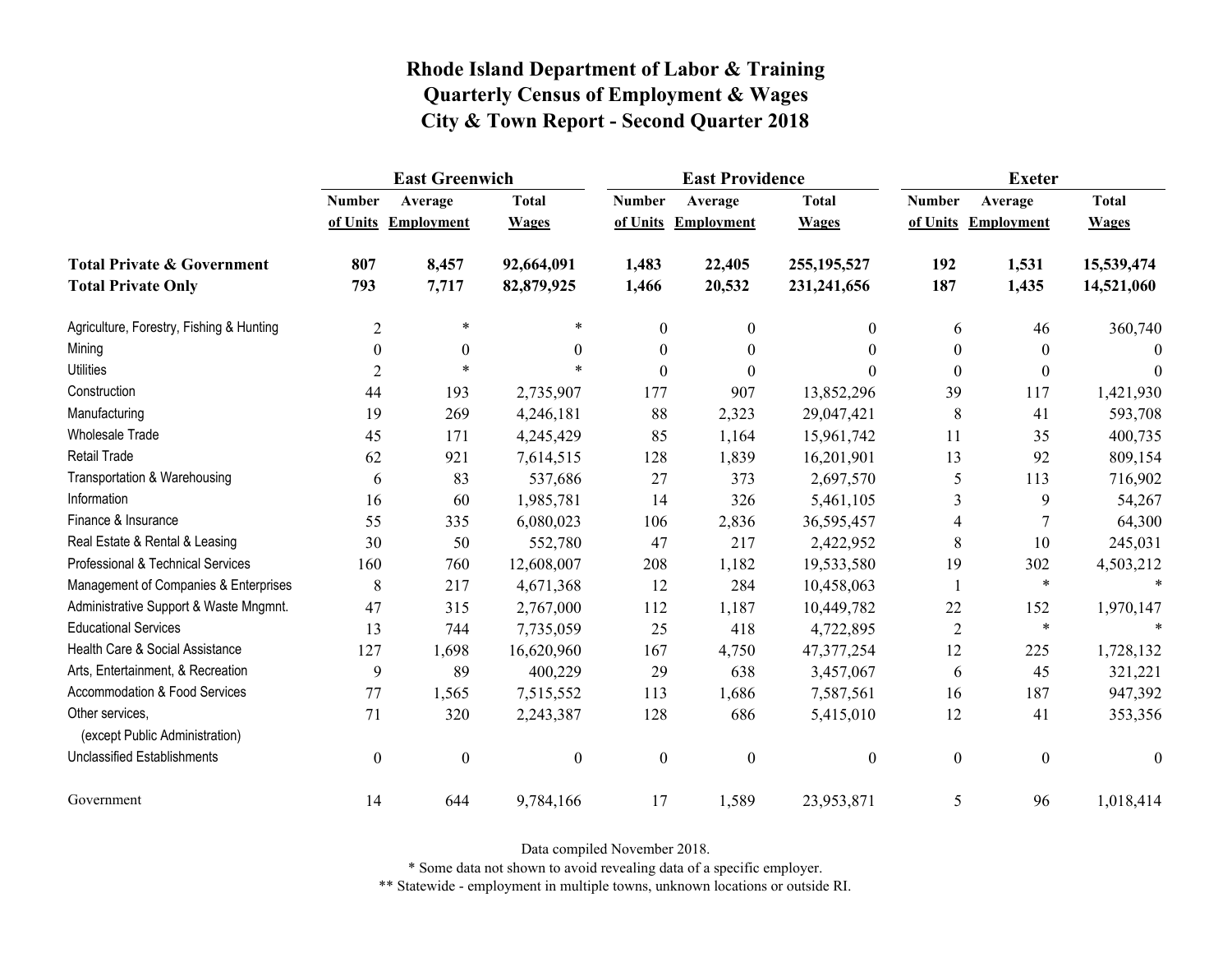# Rhode Island Department of Labor & Training
## Quarterly Census of Employment & Wages
## City & Town Report - Second Quarter 2018

| | East Greenwich | | | East Providence | | | Exeter | | |
|---|---|---|---|---|---|---|---|---|---|
| | Number of Units | Average Employment | Total Wages | Number of Units | Average Employment | Total Wages | Number of Units | Average Employment | Total Wages |
| **Total Private & Government** | **807** | **8,457** | **92,664,091** | **1,483** | **22,405** | **255,195,527** | **192** | **1,531** | **15,539,474** |
| **Total Private Only** | **793** | **7,717** | **82,879,925** | **1,466** | **20,532** | **231,241,656** | **187** | **1,435** | **14,521,060** |
| Agriculture, Forestry, Fishing & Hunting | 2 | * | * | 0 | 0 | 0 | 6 | 46 | 360,740 |
| Mining | 0 | 0 | 0 | 0 | 0 | 0 | 0 | 0 | 0 |
| Utilities | 2 | * | * | 0 | 0 | 0 | 0 | 0 | 0 |
| Construction | 44 | 193 | 2,735,907 | 177 | 907 | 13,852,296 | 39 | 117 | 1,421,930 |
| Manufacturing | 19 | 269 | 4,246,181 | 88 | 2,323 | 29,047,421 | 8 | 41 | 593,708 |
| Wholesale Trade | 45 | 171 | 4,245,429 | 85 | 1,164 | 15,961,742 | 11 | 35 | 400,735 |
| Retail Trade | 62 | 921 | 7,614,515 | 128 | 1,839 | 16,201,901 | 13 | 92 | 809,154 |
| Transportation & Warehousing | 6 | 83 | 537,686 | 27 | 373 | 2,697,570 | 5 | 113 | 716,902 |
| Information | 16 | 60 | 1,985,781 | 14 | 326 | 5,461,105 | 3 | 9 | 54,267 |
| Finance & Insurance | 55 | 335 | 6,080,023 | 106 | 2,836 | 36,595,457 | 4 | 7 | 64,300 |
| Real Estate & Rental & Leasing | 30 | 50 | 552,780 | 47 | 217 | 2,422,952 | 8 | 10 | 245,031 |
| Professional & Technical Services | 160 | 760 | 12,608,007 | 208 | 1,182 | 19,533,580 | 19 | 302 | 4,503,212 |
| Management of Companies & Enterprises | 8 | 217 | 4,671,368 | 12 | 284 | 10,458,063 | 1 | * | * |
| Administrative Support & Waste Mngmnt. | 47 | 315 | 2,767,000 | 112 | 1,187 | 10,449,782 | 22 | 152 | 1,970,147 |
| Educational Services | 13 | 744 | 7,735,059 | 25 | 418 | 4,722,895 | 2 | * | * |
| Health Care & Social Assistance | 127 | 1,698 | 16,620,960 | 167 | 4,750 | 47,377,254 | 12 | 225 | 1,728,132 |
| Arts, Entertainment, & Recreation | 9 | 89 | 400,229 | 29 | 638 | 3,457,067 | 6 | 45 | 321,221 |
| Accommodation & Food Services | 77 | 1,565 | 7,515,552 | 113 | 1,686 | 7,587,561 | 16 | 187 | 947,392 |
| Other services, (except Public Administration) | 71 | 320 | 2,243,387 | 128 | 686 | 5,415,010 | 12 | 41 | 353,356 |
| Unclassified Establishments | 0 | 0 | 0 | 0 | 0 | 0 | 0 | 0 | 0 |
| Government | 14 | 644 | 9,784,166 | 17 | 1,589 | 23,953,871 | 5 | 96 | 1,018,414 |

Data compiled November 2018.

* Some data not shown to avoid revealing data of a specific employer.

** Statewide - employment in multiple towns, unknown locations or outside RI.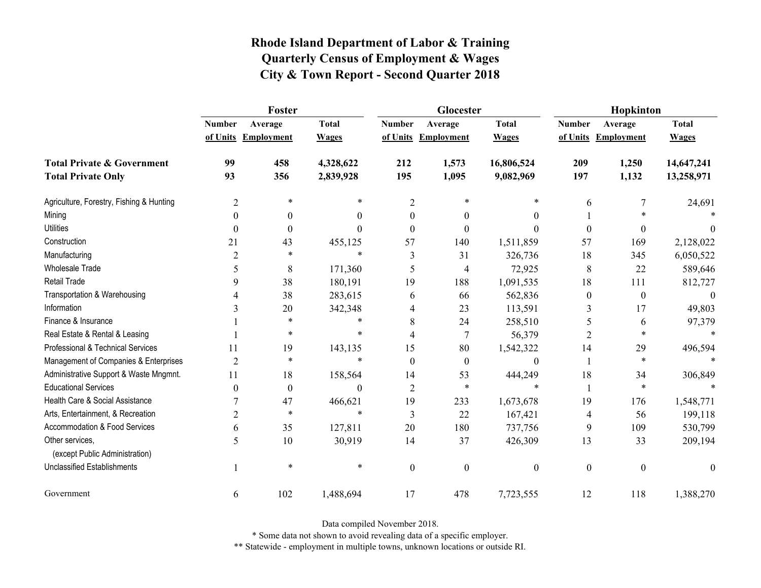# Rhode Island Department of Labor & Training
# Quarterly Census of Employment & Wages
# City & Town Report - Second Quarter 2018

| | Foster | | | Glocester | | | Hopkinton | | |
|---|---|---|---|---|---|---|---|---|---|
| | Number of Units | Average Employment | Total Wages | Number of Units | Average Employment | Total Wages | Number of Units | Average Employment | Total Wages |
| **Total Private & Government** | **99** | **458** | **4,328,622** | **212** | **1,573** | **16,806,524** | **209** | **1,250** | **14,647,241** |
| **Total Private Only** | **93** | **356** | **2,839,928** | **195** | **1,095** | **9,082,969** | **197** | **1,132** | **13,258,971** |
| Agriculture, Forestry, Fishing & Hunting | 2 | * | * | 2 | * | * | 6 | 7 | 24,691 |
| Mining | 0 | 0 | 0 | 0 | 0 | 0 | 1 | * | * |
| Utilities | 0 | 0 | 0 | 0 | 0 | 0 | 0 | 0 | 0 |
| Construction | 21 | 43 | 455,125 | 57 | 140 | 1,511,859 | 57 | 169 | 2,128,022 |
| Manufacturing | 2 | * | * | 3 | 31 | 326,736 | 18 | 345 | 6,050,522 |
| Wholesale Trade | 5 | 8 | 171,360 | 5 | 4 | 72,925 | 8 | 22 | 589,646 |
| Retail Trade | 9 | 38 | 180,191 | 19 | 188 | 1,091,535 | 18 | 111 | 812,727 |
| Transportation & Warehousing | 4 | 38 | 283,615 | 6 | 66 | 562,836 | 0 | 0 | 0 |
| Information | 3 | 20 | 342,348 | 4 | 23 | 113,591 | 3 | 17 | 49,803 |
| Finance & Insurance | 1 | * | * | 8 | 24 | 258,510 | 5 | 6 | 97,379 |
| Real Estate & Rental & Leasing | 1 | * | * | 4 | 7 | 56,379 | 2 | * | * |
| Professional & Technical Services | 11 | 19 | 143,135 | 15 | 80 | 1,542,322 | 14 | 29 | 496,594 |
| Management of Companies & Enterprises | 2 | * | * | 0 | 0 | 0 | 1 | * | * |
| Administrative Support & Waste Mngmnt. | 11 | 18 | 158,564 | 14 | 53 | 444,249 | 18 | 34 | 306,849 |
| Educational Services | 0 | 0 | 0 | 2 | * | * | 1 | * | * |
| Health Care & Social Assistance | 7 | 47 | 466,621 | 19 | 233 | 1,673,678 | 19 | 176 | 1,548,771 |
| Arts, Entertainment, & Recreation | 2 | * | * | 3 | 22 | 167,421 | 4 | 56 | 199,118 |
| Accommodation & Food Services | 6 | 35 | 127,811 | 20 | 180 | 737,756 | 9 | 109 | 530,799 |
| Other services, (except Public Administration) | 5 | 10 | 30,919 | 14 | 37 | 426,309 | 13 | 33 | 209,194 |
| Unclassified Establishments | 1 | * | * | 0 | 0 | 0 | 0 | 0 | 0 |
| Government | 6 | 102 | 1,488,694 | 17 | 478 | 7,723,555 | 12 | 118 | 1,388,270 |

Data compiled November 2018.

* Some data not shown to avoid revealing data of a specific employer.

** Statewide - employment in multiple towns, unknown locations or outside RI.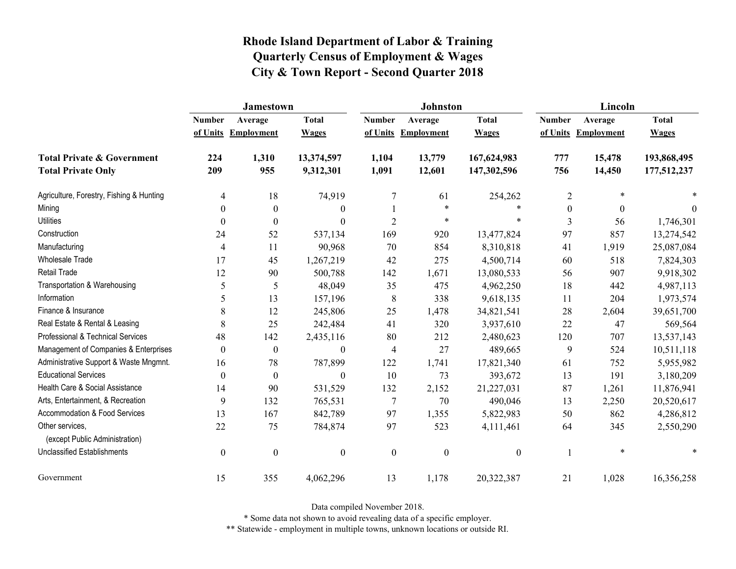# Rhode Island Department of Labor & Training
## Quarterly Census of Employment & Wages
## City & Town Report - Second Quarter 2018

| | Jamestown | | | Johnston | | | Lincoln | | |
|---|---|---|---|---|---|---|---|---|---|
| | Number of Units | Average Employment | Total Wages | Number of Units | Average Employment | Total Wages | Number of Units | Average Employment | Total Wages |
| **Total Private & Government** | **224** | **1,310** | **13,374,597** | **1,104** | **13,779** | **167,624,983** | **777** | **15,478** | **193,868,495** |
| **Total Private Only** | **209** | **955** | **9,312,301** | **1,091** | **12,601** | **147,302,596** | **756** | **14,450** | **177,512,237** |
| Agriculture, Forestry, Fishing & Hunting | 4 | 18 | 74,919 | 7 | 61 | 254,262 | 2 | * | * |
| Mining | 0 | 0 | 0 | 1 | * | * | 0 | 0 | 0 |
| Utilities | 0 | 0 | 0 | 2 | * | * | 3 | 56 | 1,746,301 |
| Construction | 24 | 52 | 537,134 | 169 | 920 | 13,477,824 | 97 | 857 | 13,274,542 |
| Manufacturing | 4 | 11 | 90,968 | 70 | 854 | 8,310,818 | 41 | 1,919 | 25,087,084 |
| Wholesale Trade | 17 | 45 | 1,267,219 | 42 | 275 | 4,500,714 | 60 | 518 | 7,824,303 |
| Retail Trade | 12 | 90 | 500,788 | 142 | 1,671 | 13,080,533 | 56 | 907 | 9,918,302 |
| Transportation & Warehousing | 5 | 5 | 48,049 | 35 | 475 | 4,962,250 | 18 | 442 | 4,987,113 |
| Information | 5 | 13 | 157,196 | 8 | 338 | 9,618,135 | 11 | 204 | 1,973,574 |
| Finance & Insurance | 8 | 12 | 245,806 | 25 | 1,478 | 34,821,541 | 28 | 2,604 | 39,651,700 |
| Real Estate & Rental & Leasing | 8 | 25 | 242,484 | 41 | 320 | 3,937,610 | 22 | 47 | 569,564 |
| Professional & Technical Services | 48 | 142 | 2,435,116 | 80 | 212 | 2,480,623 | 120 | 707 | 13,537,143 |
| Management of Companies & Enterprises | 0 | 0 | 0 | 4 | 27 | 489,665 | 9 | 524 | 10,511,118 |
| Administrative Support & Waste Mngmnt. | 16 | 78 | 787,899 | 122 | 1,741 | 17,821,340 | 61 | 752 | 5,955,982 |
| Educational Services | 0 | 0 | 0 | 10 | 73 | 393,672 | 13 | 191 | 3,180,209 |
| Health Care & Social Assistance | 14 | 90 | 531,529 | 132 | 2,152 | 21,227,031 | 87 | 1,261 | 11,876,941 |
| Arts, Entertainment, & Recreation | 9 | 132 | 765,531 | 7 | 70 | 490,046 | 13 | 2,250 | 20,520,617 |
| Accommodation & Food Services | 13 | 167 | 842,789 | 97 | 1,355 | 5,822,983 | 50 | 862 | 4,286,812 |
| Other services, (except Public Administration) | 22 | 75 | 784,874 | 97 | 523 | 4,111,461 | 64 | 345 | 2,550,290 |
| Unclassified Establishments | 0 | 0 | 0 | 0 | 0 | 0 | 1 | * | * |
| Government | 15 | 355 | 4,062,296 | 13 | 1,178 | 20,322,387 | 21 | 1,028 | 16,356,258 |

Data compiled November 2018.

* Some data not shown to avoid revealing data of a specific employer.

** Statewide - employment in multiple towns, unknown locations or outside RI.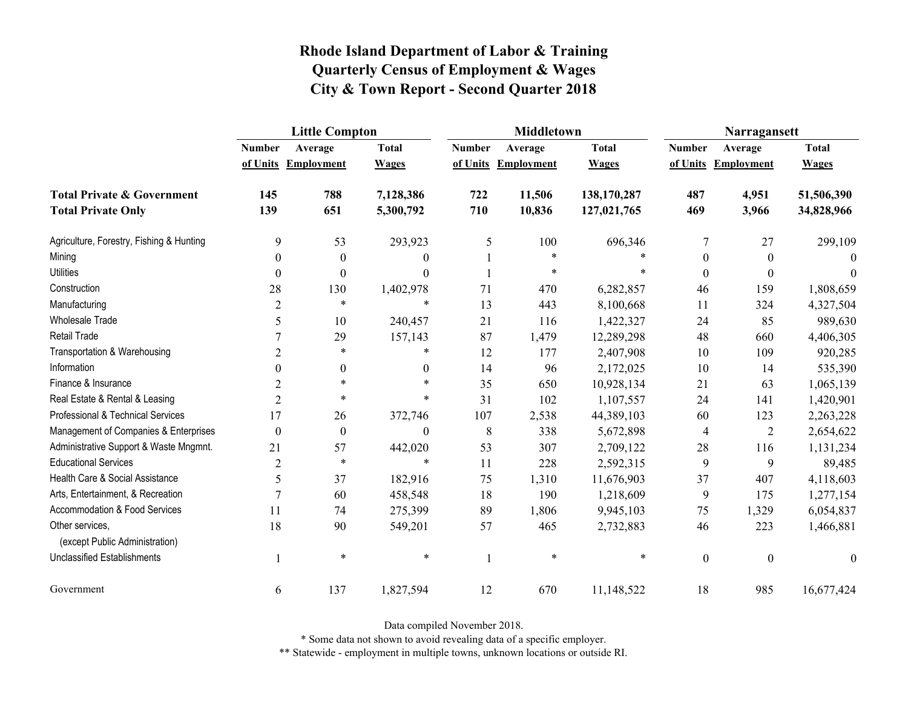# Rhode Island Department of Labor & Training
# Quarterly Census of Employment & Wages
# City & Town Report - Second Quarter 2018

| | Little Compton | | | Middletown | | | Narragansett | | |
|---|---|---|---|---|---|---|---|---|---|
| | Number of Units | Average Employment | Total Wages | Number of Units | Average Employment | Total Wages | Number of Units | Average Employment | Total Wages |
| **Total Private & Government** | **145** | **788** | **7,128,386** | **722** | **11,506** | **138,170,287** | **487** | **4,951** | **51,506,390** |
| **Total Private Only** | **139** | **651** | **5,300,792** | **710** | **10,836** | **127,021,765** | **469** | **3,966** | **34,828,966** |
| Agriculture, Forestry, Fishing & Hunting | 9 | 53 | 293,923 | 5 | 100 | 696,346 | 7 | 27 | 299,109 |
| Mining | 0 | 0 | 0 | 1 | * | * | 0 | 0 | 0 |
| Utilities | 0 | 0 | 0 | 1 | * | * | 0 | 0 | 0 |
| Construction | 28 | 130 | 1,402,978 | 71 | 470 | 6,282,857 | 46 | 159 | 1,808,659 |
| Manufacturing | 2 | * | * | 13 | 443 | 8,100,668 | 11 | 324 | 4,327,504 |
| Wholesale Trade | 5 | 10 | 240,457 | 21 | 116 | 1,422,327 | 24 | 85 | 989,630 |
| Retail Trade | 7 | 29 | 157,143 | 87 | 1,479 | 12,289,298 | 48 | 660 | 4,406,305 |
| Transportation & Warehousing | 2 | * | * | 12 | 177 | 2,407,908 | 10 | 109 | 920,285 |
| Information | 0 | 0 | 0 | 14 | 96 | 2,172,025 | 10 | 14 | 535,390 |
| Finance & Insurance | 2 | * | * | 35 | 650 | 10,928,134 | 21 | 63 | 1,065,139 |
| Real Estate & Rental & Leasing | 2 | * | * | 31 | 102 | 1,107,557 | 24 | 141 | 1,420,901 |
| Professional & Technical Services | 17 | 26 | 372,746 | 107 | 2,538 | 44,389,103 | 60 | 123 | 2,263,228 |
| Management of Companies & Enterprises | 0 | 0 | 0 | 8 | 338 | 5,672,898 | 4 | 2 | 2,654,622 |
| Administrative Support & Waste Mngmnt. | 21 | 57 | 442,020 | 53 | 307 | 2,709,122 | 28 | 116 | 1,131,234 |
| Educational Services | 2 | * | * | 11 | 228 | 2,592,315 | 9 | 9 | 89,485 |
| Health Care & Social Assistance | 5 | 37 | 182,916 | 75 | 1,310 | 11,676,903 | 37 | 407 | 4,118,603 |
| Arts, Entertainment, & Recreation | 7 | 60 | 458,548 | 18 | 190 | 1,218,609 | 9 | 175 | 1,277,154 |
| Accommodation & Food Services | 11 | 74 | 275,399 | 89 | 1,806 | 9,945,103 | 75 | 1,329 | 6,054,837 |
| Other services, (except Public Administration) | 18 | 90 | 549,201 | 57 | 465 | 2,732,883 | 46 | 223 | 1,466,881 |
| Unclassified Establishments | 1 | * | * | 1 | * | * | 0 | 0 | 0 |
| Government | 6 | 137 | 1,827,594 | 12 | 670 | 11,148,522 | 18 | 985 | 16,677,424 |

Data compiled November 2018.

* Some data not shown to avoid revealing data of a specific employer.

** Statewide - employment in multiple towns, unknown locations or outside RI.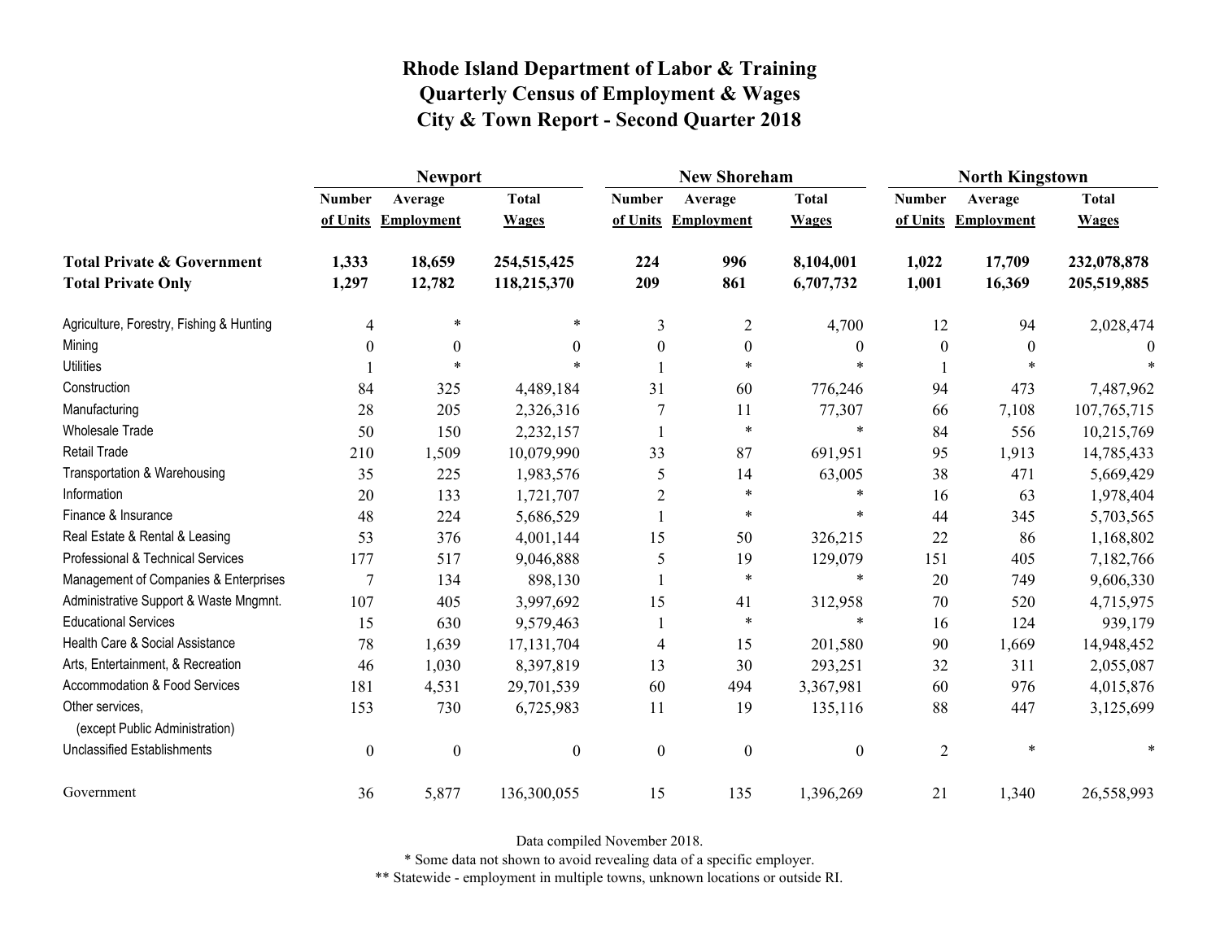# Rhode Island Department of Labor & Training
# Quarterly Census of Employment & Wages
# City & Town Report - Second Quarter 2018

| | Newport | | | New Shoreham | | | North Kingstown | | |
|---|---|---|---|---|---|---|---|---|---|
| | Number of Units | Average Employment | Total Wages | Number of Units | Average Employment | Total Wages | Number of Units | Average Employment | Total Wages |
| **Total Private & Government** | **1,333** | **18,659** | **254,515,425** | **224** | **996** | **8,104,001** | **1,022** | **17,709** | **232,078,878** |
| **Total Private Only** | **1,297** | **12,782** | **118,215,370** | **209** | **861** | **6,707,732** | **1,001** | **16,369** | **205,519,885** |
| Agriculture, Forestry, Fishing & Hunting | 4 | * | * | 3 | 2 | 4,700 | 12 | 94 | 2,028,474 |
| Mining | 0 | 0 | 0 | 0 | 0 | 0 | 0 | 0 | 0 |
| Utilities | 1 | * | * | 1 | * | * | 1 | * | * |
| Construction | 84 | 325 | 4,489,184 | 31 | 60 | 776,246 | 94 | 473 | 7,487,962 |
| Manufacturing | 28 | 205 | 2,326,316 | 7 | 11 | 77,307 | 66 | 7,108 | 107,765,715 |
| Wholesale Trade | 50 | 150 | 2,232,157 | 1 | * | * | 84 | 556 | 10,215,769 |
| Retail Trade | 210 | 1,509 | 10,079,990 | 33 | 87 | 691,951 | 95 | 1,913 | 14,785,433 |
| Transportation & Warehousing | 35 | 225 | 1,983,576 | 5 | 14 | 63,005 | 38 | 471 | 5,669,429 |
| Information | 20 | 133 | 1,721,707 | 2 | * | * | 16 | 63 | 1,978,404 |
| Finance & Insurance | 48 | 224 | 5,686,529 | 1 | * | * | 44 | 345 | 5,703,565 |
| Real Estate & Rental & Leasing | 53 | 376 | 4,001,144 | 15 | 50 | 326,215 | 22 | 86 | 1,168,802 |
| Professional & Technical Services | 177 | 517 | 9,046,888 | 5 | 19 | 129,079 | 151 | 405 | 7,182,766 |
| Management of Companies & Enterprises | 7 | 134 | 898,130 | 1 | * | * | 20 | 749 | 9,606,330 |
| Administrative Support & Waste Mngmnt. | 107 | 405 | 3,997,692 | 15 | 41 | 312,958 | 70 | 520 | 4,715,975 |
| Educational Services | 15 | 630 | 9,579,463 | 1 | * | * | 16 | 124 | 939,179 |
| Health Care & Social Assistance | 78 | 1,639 | 17,131,704 | 4 | 15 | 201,580 | 90 | 1,669 | 14,948,452 |
| Arts, Entertainment, & Recreation | 46 | 1,030 | 8,397,819 | 13 | 30 | 293,251 | 32 | 311 | 2,055,087 |
| Accommodation & Food Services | 181 | 4,531 | 29,701,539 | 60 | 494 | 3,367,981 | 60 | 976 | 4,015,876 |
| Other services, (except Public Administration) | 153 | 730 | 6,725,983 | 11 | 19 | 135,116 | 88 | 447 | 3,125,699 |
| Unclassified Establishments | 0 | 0 | 0 | 0 | 0 | 0 | 2 | * | * |
| Government | 36 | 5,877 | 136,300,055 | 15 | 135 | 1,396,269 | 21 | 1,340 | 26,558,993 |

Data compiled November 2018.

* Some data not shown to avoid revealing data of a specific employer.

** Statewide - employment in multiple towns, unknown locations or outside RI.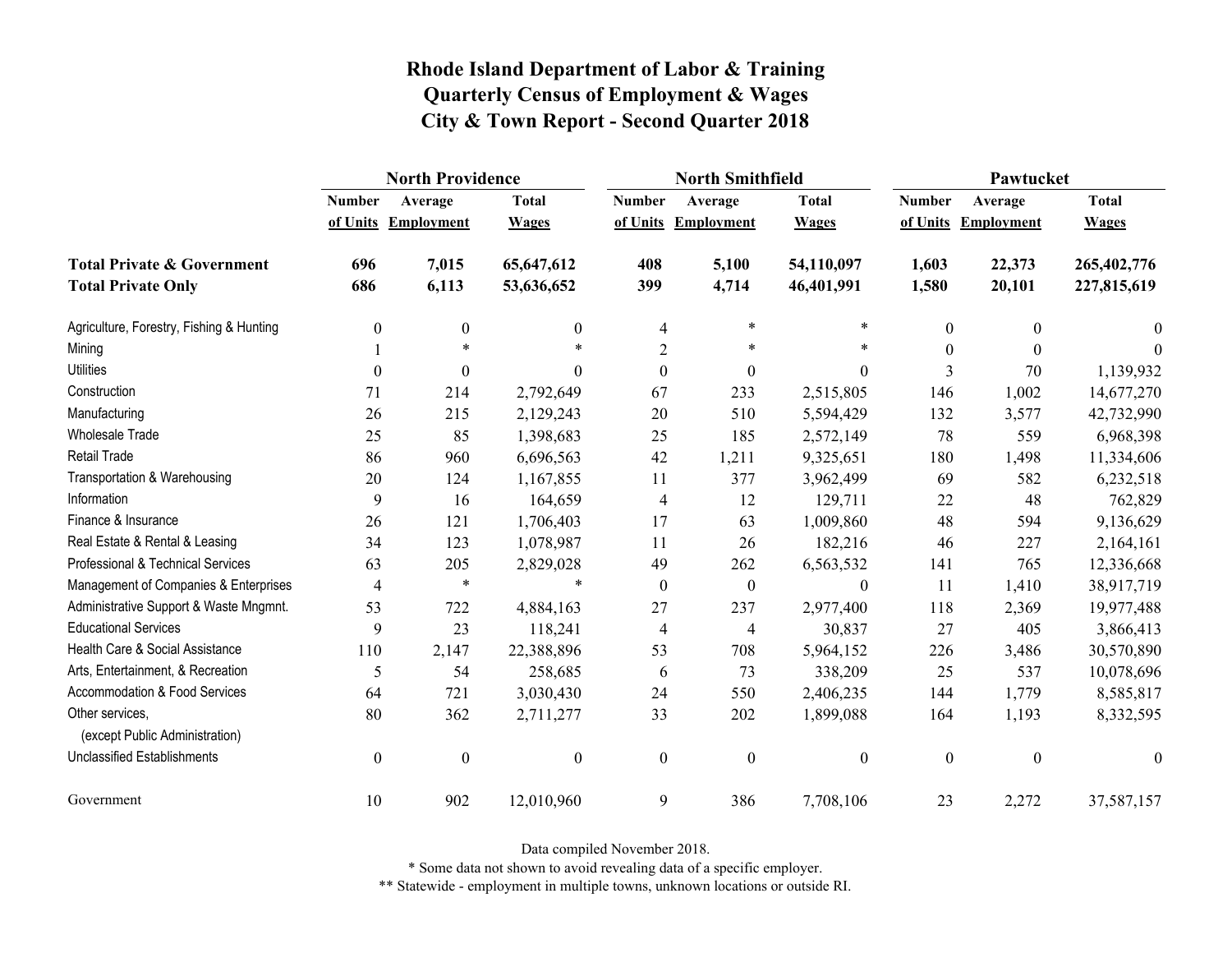# Rhode Island Department of Labor & Training
## Quarterly Census of Employment & Wages
## City & Town Report - Second Quarter 2018

| | North Providence | | | North Smithfield | | | Pawtucket | | |
|---|---|---|---|---|---|---|---|---|---|
| | Number of Units | Average Employment | Total Wages | Number of Units | Average Employment | Total Wages | Number of Units | Average Employment | Total Wages |
| **Total Private & Government** | **696** | **7,015** | **65,647,612** | **408** | **5,100** | **54,110,097** | **1,603** | **22,373** | **265,402,776** |
| **Total Private Only** | **686** | **6,113** | **53,636,652** | **399** | **4,714** | **46,401,991** | **1,580** | **20,101** | **227,815,619** |
| Agriculture, Forestry, Fishing & Hunting | 0 | 0 | 0 | 4 | * | * | 0 | 0 | 0 |
| Mining | 1 | * | * | 2 | * | * | 0 | 0 | 0 |
| Utilities | 0 | 0 | 0 | 0 | 0 | 0 | 3 | 70 | 1,139,932 |
| Construction | 71 | 214 | 2,792,649 | 67 | 233 | 2,515,805 | 146 | 1,002 | 14,677,270 |
| Manufacturing | 26 | 215 | 2,129,243 | 20 | 510 | 5,594,429 | 132 | 3,577 | 42,732,990 |
| Wholesale Trade | 25 | 85 | 1,398,683 | 25 | 185 | 2,572,149 | 78 | 559 | 6,968,398 |
| Retail Trade | 86 | 960 | 6,696,563 | 42 | 1,211 | 9,325,651 | 180 | 1,498 | 11,334,606 |
| Transportation & Warehousing | 20 | 124 | 1,167,855 | 11 | 377 | 3,962,499 | 69 | 582 | 6,232,518 |
| Information | 9 | 16 | 164,659 | 4 | 12 | 129,711 | 22 | 48 | 762,829 |
| Finance & Insurance | 26 | 121 | 1,706,403 | 17 | 63 | 1,009,860 | 48 | 594 | 9,136,629 |
| Real Estate & Rental & Leasing | 34 | 123 | 1,078,987 | 11 | 26 | 182,216 | 46 | 227 | 2,164,161 |
| Professional & Technical Services | 63 | 205 | 2,829,028 | 49 | 262 | 6,563,532 | 141 | 765 | 12,336,668 |
| Management of Companies & Enterprises | 4 | * | * | 0 | 0 | 0 | 11 | 1,410 | 38,917,719 |
| Administrative Support & Waste Mngmnt. | 53 | 722 | 4,884,163 | 27 | 237 | 2,977,400 | 118 | 2,369 | 19,977,488 |
| Educational Services | 9 | 23 | 118,241 | 4 | 4 | 30,837 | 27 | 405 | 3,866,413 |
| Health Care & Social Assistance | 110 | 2,147 | 22,388,896 | 53 | 708 | 5,964,152 | 226 | 3,486 | 30,570,890 |
| Arts, Entertainment, & Recreation | 5 | 54 | 258,685 | 6 | 73 | 338,209 | 25 | 537 | 10,078,696 |
| Accommodation & Food Services | 64 | 721 | 3,030,430 | 24 | 550 | 2,406,235 | 144 | 1,779 | 8,585,817 |
| Other services, (except Public Administration) | 80 | 362 | 2,711,277 | 33 | 202 | 1,899,088 | 164 | 1,193 | 8,332,595 |
| Unclassified Establishments | 0 | 0 | 0 | 0 | 0 | 0 | 0 | 0 | 0 |
| Government | 10 | 902 | 12,010,960 | 9 | 386 | 7,708,106 | 23 | 2,272 | 37,587,157 |

Data compiled November 2018.

\* Some data not shown to avoid revealing data of a specific employer.

\** Statewide - employment in multiple towns, unknown locations or outside RI.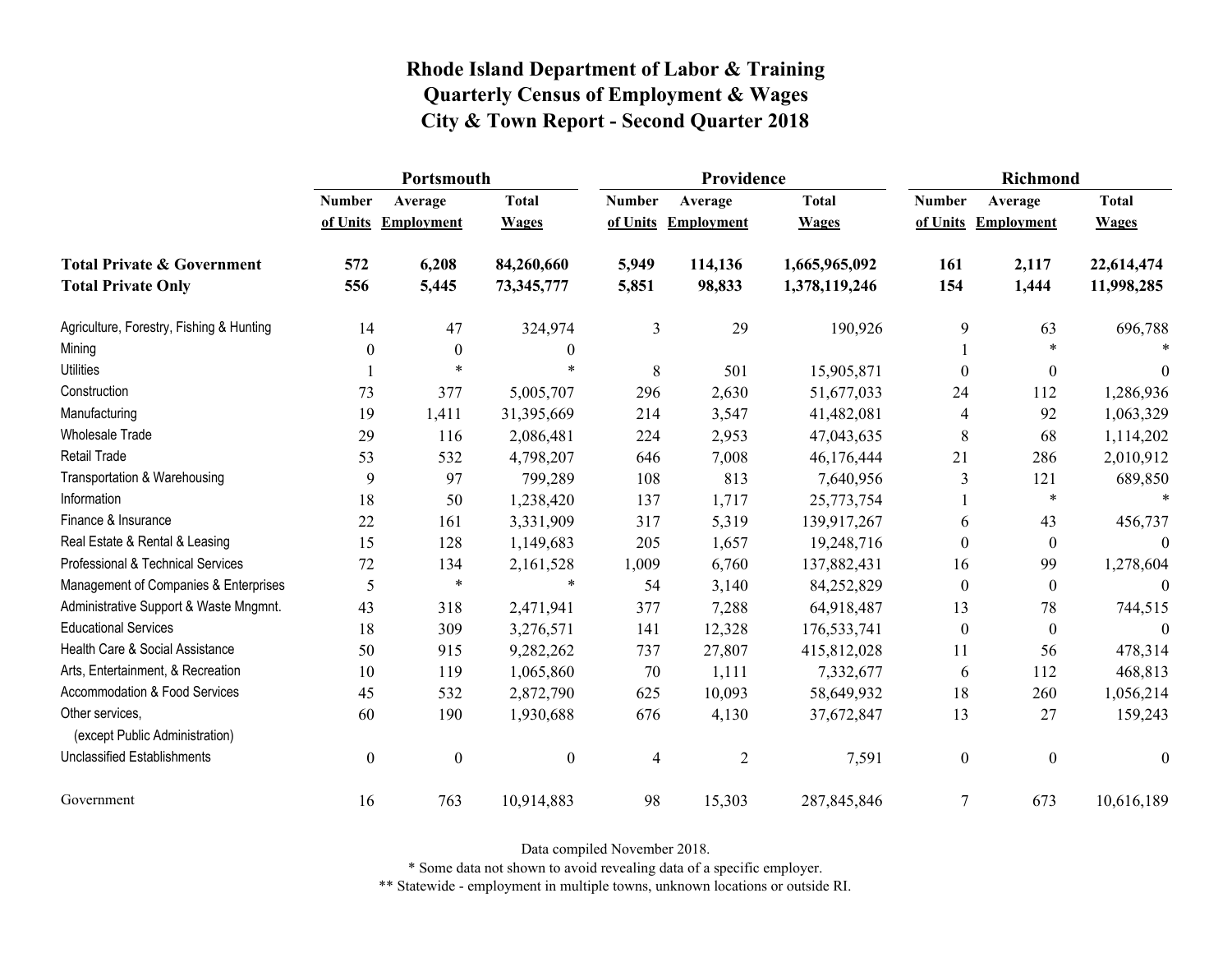# Rhode Island Department of Labor & Training
# Quarterly Census of Employment & Wages
# City & Town Report - Second Quarter 2018

| | Portsmouth | | | Providence | | | Richmond | | |
|---|---|---|---|---|---|---|---|---|---|
| | Number of Units | Average Employment | Total Wages | Number of Units | Average Employment | Total Wages | Number of Units | Average Employment | Total Wages |
| **Total Private & Government** | **572** | **6,208** | **84,260,660** | **5,949** | **114,136** | **1,665,965,092** | **161** | **2,117** | **22,614,474** |
| **Total Private Only** | **556** | **5,445** | **73,345,777** | **5,851** | **98,833** | **1,378,119,246** | **154** | **1,444** | **11,998,285** |
| Agriculture, Forestry, Fishing & Hunting | 14 | 47 | 324,974 | 3 | 29 | 190,926 | 9 | 63 | 696,788 |
| Mining | 0 | 0 | 0 | | | | 1 | * | * |
| Utilities | 1 | * | * | 8 | 501 | 15,905,871 | 0 | 0 | 0 |
| Construction | 73 | 377 | 5,005,707 | 296 | 2,630 | 51,677,033 | 24 | 112 | 1,286,936 |
| Manufacturing | 19 | 1,411 | 31,395,669 | 214 | 3,547 | 41,482,081 | 4 | 92 | 1,063,329 |
| Wholesale Trade | 29 | 116 | 2,086,481 | 224 | 2,953 | 47,043,635 | 8 | 68 | 1,114,202 |
| Retail Trade | 53 | 532 | 4,798,207 | 646 | 7,008 | 46,176,444 | 21 | 286 | 2,010,912 |
| Transportation & Warehousing | 9 | 97 | 799,289 | 108 | 813 | 7,640,956 | 3 | 121 | 689,850 |
| Information | 18 | 50 | 1,238,420 | 137 | 1,717 | 25,773,754 | 1 | * | * |
| Finance & Insurance | 22 | 161 | 3,331,909 | 317 | 5,319 | 139,917,267 | 6 | 43 | 456,737 |
| Real Estate & Rental & Leasing | 15 | 128 | 1,149,683 | 205 | 1,657 | 19,248,716 | 0 | 0 | 0 |
| Professional & Technical Services | 72 | 134 | 2,161,528 | 1,009 | 6,760 | 137,882,431 | 16 | 99 | 1,278,604 |
| Management of Companies & Enterprises | 5 | * | * | 54 | 3,140 | 84,252,829 | 0 | 0 | 0 |
| Administrative Support & Waste Mngmnt. | 43 | 318 | 2,471,941 | 377 | 7,288 | 64,918,487 | 13 | 78 | 744,515 |
| Educational Services | 18 | 309 | 3,276,571 | 141 | 12,328 | 176,533,741 | 0 | 0 | 0 |
| Health Care & Social Assistance | 50 | 915 | 9,282,262 | 737 | 27,807 | 415,812,028 | 11 | 56 | 478,314 |
| Arts, Entertainment, & Recreation | 10 | 119 | 1,065,860 | 70 | 1,111 | 7,332,677 | 6 | 112 | 468,813 |
| Accommodation & Food Services | 45 | 532 | 2,872,790 | 625 | 10,093 | 58,649,932 | 18 | 260 | 1,056,214 |
| Other services, (except Public Administration) | 60 | 190 | 1,930,688 | 676 | 4,130 | 37,672,847 | 13 | 27 | 159,243 |
| Unclassified Establishments | 0 | 0 | 0 | 4 | 2 | 7,591 | 0 | 0 | 0 |
| Government | 16 | 763 | 10,914,883 | 98 | 15,303 | 287,845,846 | 7 | 673 | 10,616,189 |

Data compiled November 2018.

* Some data not shown to avoid revealing data of a specific employer.

** Statewide - employment in multiple towns, unknown locations or outside RI.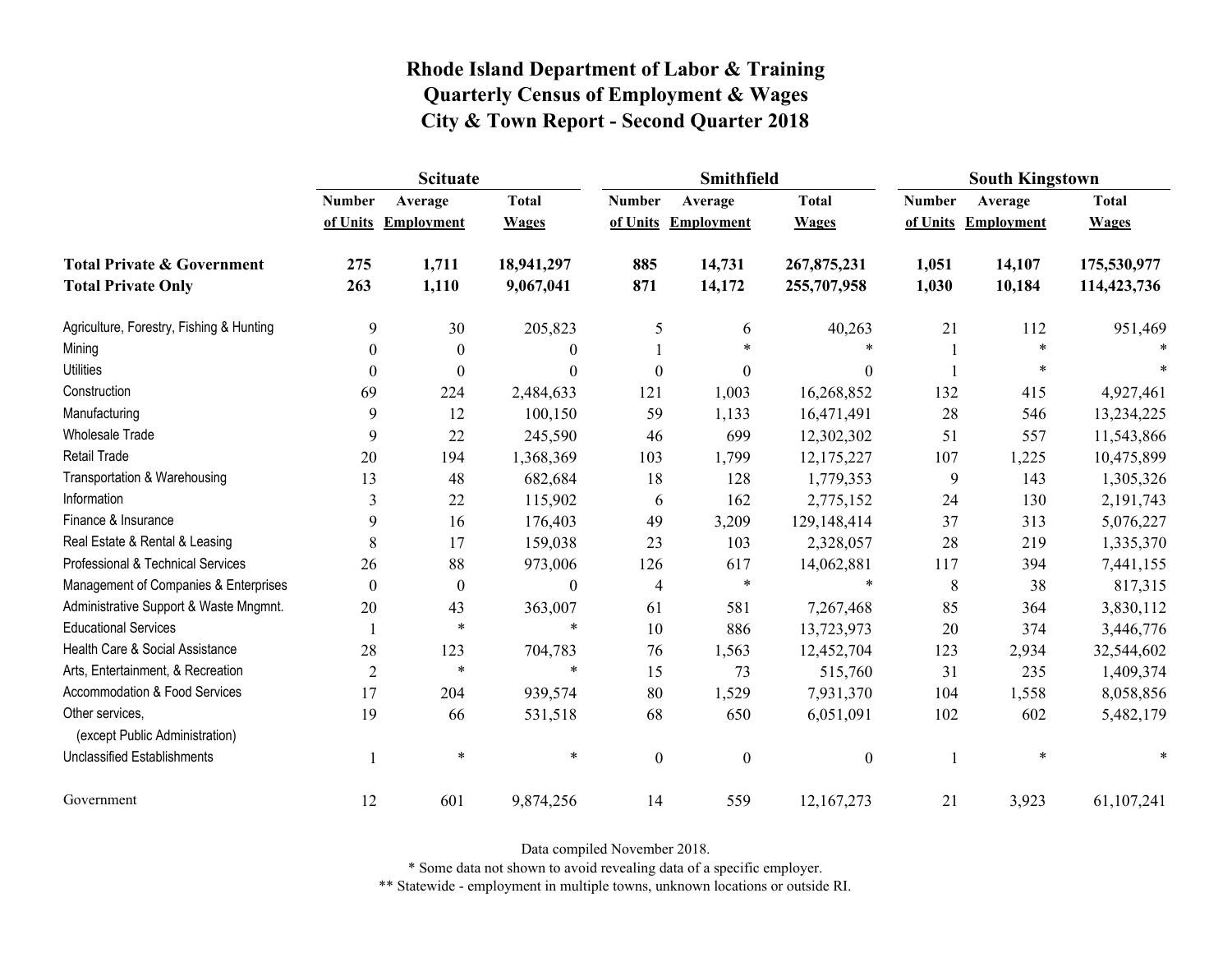# Rhode Island Department of Labor & Training
## Quarterly Census of Employment & Wages
## City & Town Report - Second Quarter 2018

| | Scituate | | | Smithfield | | | South Kingstown | | |
|---|---|---|---|---|---|---|---|---|---|
| | Number of Units | Average Employment | Total Wages | Number of Units | Average Employment | Total Wages | Number of Units | Average Employment | Total Wages |
| **Total Private & Government** | **275** | **1,711** | **18,941,297** | **885** | **14,731** | **267,875,231** | **1,051** | **14,107** | **175,530,977** |
| **Total Private Only** | **263** | **1,110** | **9,067,041** | **871** | **14,172** | **255,707,958** | **1,030** | **10,184** | **114,423,736** |
| Agriculture, Forestry, Fishing & Hunting | 9 | 30 | 205,823 | 5 | 6 | 40,263 | 21 | 112 | 951,469 |
| Mining | 0 | 0 | 0 | 1 | * | * | 1 | * | * |
| Utilities | 0 | 0 | 0 | 0 | 0 | 0 | 1 | * | * |
| Construction | 69 | 224 | 2,484,633 | 121 | 1,003 | 16,268,852 | 132 | 415 | 4,927,461 |
| Manufacturing | 9 | 12 | 100,150 | 59 | 1,133 | 16,471,491 | 28 | 546 | 13,234,225 |
| Wholesale Trade | 9 | 22 | 245,590 | 46 | 699 | 12,302,302 | 51 | 557 | 11,543,866 |
| Retail Trade | 20 | 194 | 1,368,369 | 103 | 1,799 | 12,175,227 | 107 | 1,225 | 10,475,899 |
| Transportation & Warehousing | 13 | 48 | 682,684 | 18 | 128 | 1,779,353 | 9 | 143 | 1,305,326 |
| Information | 3 | 22 | 115,902 | 6 | 162 | 2,775,152 | 24 | 130 | 2,191,743 |
| Finance & Insurance | 9 | 16 | 176,403 | 49 | 3,209 | 129,148,414 | 37 | 313 | 5,076,227 |
| Real Estate & Rental & Leasing | 8 | 17 | 159,038 | 23 | 103 | 2,328,057 | 28 | 219 | 1,335,370 |
| Professional & Technical Services | 26 | 88 | 973,006 | 126 | 617 | 14,062,881 | 117 | 394 | 7,441,155 |
| Management of Companies & Enterprises | 0 | 0 | 0 | 4 | * | * | 8 | 38 | 817,315 |
| Administrative Support & Waste Mngmnt. | 20 | 43 | 363,007 | 61 | 581 | 7,267,468 | 85 | 364 | 3,830,112 |
| Educational Services | 1 | * | * | 10 | 886 | 13,723,973 | 20 | 374 | 3,446,776 |
| Health Care & Social Assistance | 28 | 123 | 704,783 | 76 | 1,563 | 12,452,704 | 123 | 2,934 | 32,544,602 |
| Arts, Entertainment, & Recreation | 2 | * | * | 15 | 73 | 515,760 | 31 | 235 | 1,409,374 |
| Accommodation & Food Services | 17 | 204 | 939,574 | 80 | 1,529 | 7,931,370 | 104 | 1,558 | 8,058,856 |
| Other services, (except Public Administration) | 19 | 66 | 531,518 | 68 | 650 | 6,051,091 | 102 | 602 | 5,482,179 |
| Unclassified Establishments | 1 | * | * | 0 | 0 | 0 | 1 | * | * |
| Government | 12 | 601 | 9,874,256 | 14 | 559 | 12,167,273 | 21 | 3,923 | 61,107,241 |

Data compiled November 2018.

* Some data not shown to avoid revealing data of a specific employer.

** Statewide - employment in multiple towns, unknown locations or outside RI.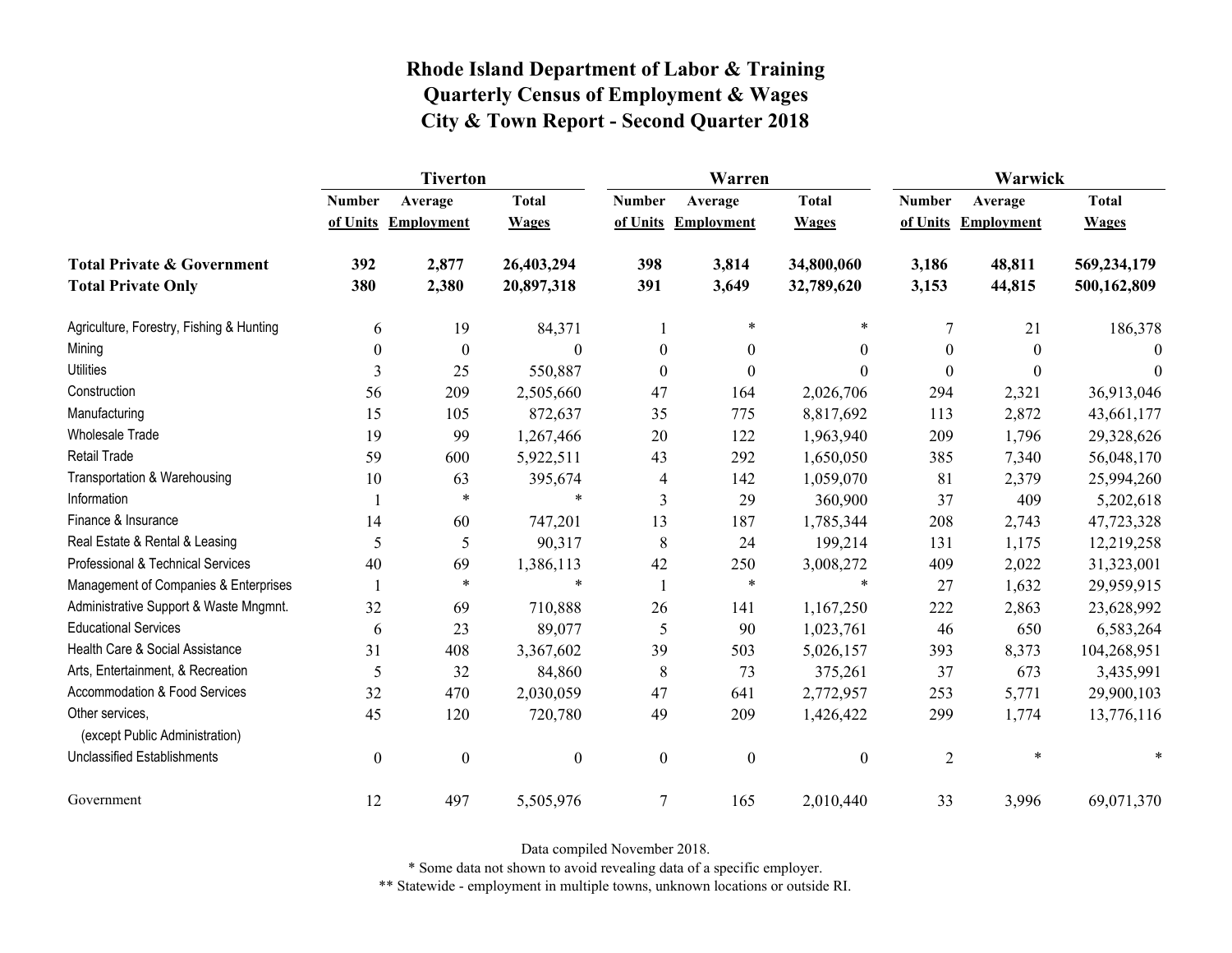# Rhode Island Department of Labor & Training
# Quarterly Census of Employment & Wages
# City & Town Report - Second Quarter 2018

| | Tiverton | | | Warren | | | Warwick | | |
|---|---|---|---|---|---|---|---|---|---|
| | Number of Units | Average Employment | Total Wages | Number of Units | Average Employment | Total Wages | Number of Units | Average Employment | Total Wages |
| **Total Private & Government** | **392** | **2,877** | **26,403,294** | **398** | **3,814** | **34,800,060** | **3,186** | **48,811** | **569,234,179** |
| **Total Private Only** | **380** | **2,380** | **20,897,318** | **391** | **3,649** | **32,789,620** | **3,153** | **44,815** | **500,162,809** |
| Agriculture, Forestry, Fishing & Hunting | 6 | 19 | 84,371 | 1 | * | * | 7 | 21 | 186,378 |
| Mining | 0 | 0 | 0 | 0 | 0 | 0 | 0 | 0 | 0 |
| Utilities | 3 | 25 | 550,887 | 0 | 0 | 0 | 0 | 0 | 0 |
| Construction | 56 | 209 | 2,505,660 | 47 | 164 | 2,026,706 | 294 | 2,321 | 36,913,046 |
| Manufacturing | 15 | 105 | 872,637 | 35 | 775 | 8,817,692 | 113 | 2,872 | 43,661,177 |
| Wholesale Trade | 19 | 99 | 1,267,466 | 20 | 122 | 1,963,940 | 209 | 1,796 | 29,328,626 |
| Retail Trade | 59 | 600 | 5,922,511 | 43 | 292 | 1,650,050 | 385 | 7,340 | 56,048,170 |
| Transportation & Warehousing | 10 | 63 | 395,674 | 4 | 142 | 1,059,070 | 81 | 2,379 | 25,994,260 |
| Information | 1 | * | * | 3 | 29 | 360,900 | 37 | 409 | 5,202,618 |
| Finance & Insurance | 14 | 60 | 747,201 | 13 | 187 | 1,785,344 | 208 | 2,743 | 47,723,328 |
| Real Estate & Rental & Leasing | 5 | 5 | 90,317 | 8 | 24 | 199,214 | 131 | 1,175 | 12,219,258 |
| Professional & Technical Services | 40 | 69 | 1,386,113 | 42 | 250 | 3,008,272 | 409 | 2,022 | 31,323,001 |
| Management of Companies & Enterprises | 1 | * | * | 1 | * | * | 27 | 1,632 | 29,959,915 |
| Administrative Support & Waste Mngmnt. | 32 | 69 | 710,888 | 26 | 141 | 1,167,250 | 222 | 2,863 | 23,628,992 |
| Educational Services | 6 | 23 | 89,077 | 5 | 90 | 1,023,761 | 46 | 650 | 6,583,264 |
| Health Care & Social Assistance | 31 | 408 | 3,367,602 | 39 | 503 | 5,026,157 | 393 | 8,373 | 104,268,951 |
| Arts, Entertainment, & Recreation | 5 | 32 | 84,860 | 8 | 73 | 375,261 | 37 | 673 | 3,435,991 |
| Accommodation & Food Services | 32 | 470 | 2,030,059 | 47 | 641 | 2,772,957 | 253 | 5,771 | 29,900,103 |
| Other services, (except Public Administration) | 45 | 120 | 720,780 | 49 | 209 | 1,426,422 | 299 | 1,774 | 13,776,116 |
| Unclassified Establishments | 0 | 0 | 0 | 0 | 0 | 0 | 2 | * | * |
| Government | 12 | 497 | 5,505,976 | 7 | 165 | 2,010,440 | 33 | 3,996 | 69,071,370 |

Data compiled November 2018.

* Some data not shown to avoid revealing data of a specific employer.

** Statewide - employment in multiple towns, unknown locations or outside RI.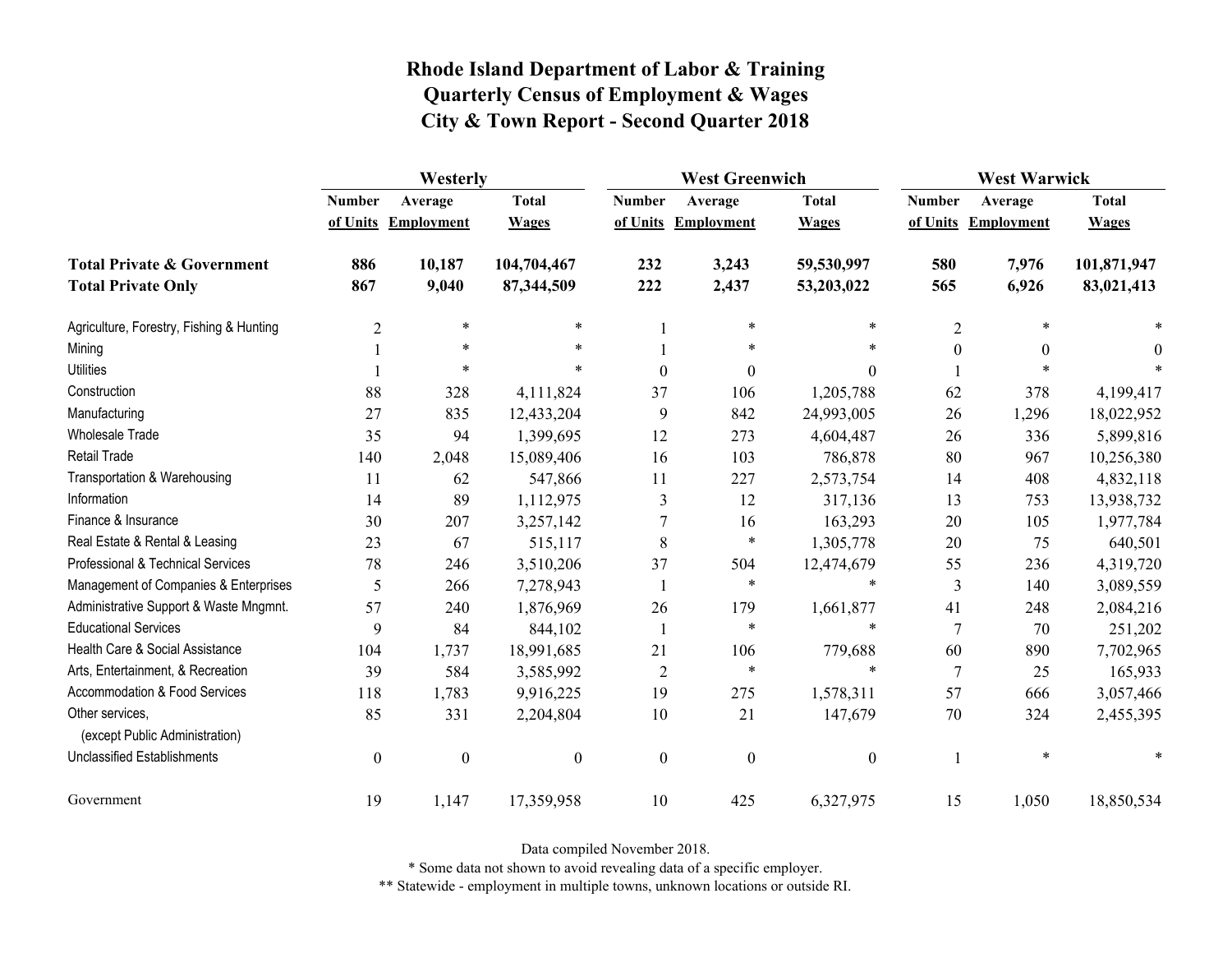# Rhode Island Department of Labor & Training
## Quarterly Census of Employment & Wages
## City & Town Report - Second Quarter 2018

| | Westerly | | | West Greenwich | | | West Warwick | | |
|---|---|---|---|---|---|---|---|---|---|
| | Number of Units | Average Employment | Total Wages | Number of Units | Average Employment | Total Wages | Number of Units | Average Employment | Total Wages |
| **Total Private & Government** | **886** | **10,187** | **104,704,467** | **232** | **3,243** | **59,530,997** | **580** | **7,976** | **101,871,947** |
| **Total Private Only** | **867** | **9,040** | **87,344,509** | **222** | **2,437** | **53,203,022** | **565** | **6,926** | **83,021,413** |
| Agriculture, Forestry, Fishing & Hunting | 2 | * | * | 1 | * | * | 2 | * | * |
| Mining | 1 | * | * | 1 | * | * | 0 | 0 | 0 |
| Utilities | 1 | * | * | 0 | 0 | 0 | 1 | * | * |
| Construction | 88 | 328 | 4,111,824 | 37 | 106 | 1,205,788 | 62 | 378 | 4,199,417 |
| Manufacturing | 27 | 835 | 12,433,204 | 9 | 842 | 24,993,005 | 26 | 1,296 | 18,022,952 |
| Wholesale Trade | 35 | 94 | 1,399,695 | 12 | 273 | 4,604,487 | 26 | 336 | 5,899,816 |
| Retail Trade | 140 | 2,048 | 15,089,406 | 16 | 103 | 786,878 | 80 | 967 | 10,256,380 |
| Transportation & Warehousing | 11 | 62 | 547,866 | 11 | 227 | 2,573,754 | 14 | 408 | 4,832,118 |
| Information | 14 | 89 | 1,112,975 | 3 | 12 | 317,136 | 13 | 753 | 13,938,732 |
| Finance & Insurance | 30 | 207 | 3,257,142 | 7 | 16 | 163,293 | 20 | 105 | 1,977,784 |
| Real Estate & Rental & Leasing | 23 | 67 | 515,117 | 8 | * | 1,305,778 | 20 | 75 | 640,501 |
| Professional & Technical Services | 78 | 246 | 3,510,206 | 37 | 504 | 12,474,679 | 55 | 236 | 4,319,720 |
| Management of Companies & Enterprises | 5 | 266 | 7,278,943 | 1 | * | * | 3 | 140 | 3,089,559 |
| Administrative Support & Waste Mngmnt. | 57 | 240 | 1,876,969 | 26 | 179 | 1,661,877 | 41 | 248 | 2,084,216 |
| Educational Services | 9 | 84 | 844,102 | 1 | * | * | 7 | 70 | 251,202 |
| Health Care & Social Assistance | 104 | 1,737 | 18,991,685 | 21 | 106 | 779,688 | 60 | 890 | 7,702,965 |
| Arts, Entertainment, & Recreation | 39 | 584 | 3,585,992 | 2 | * | * | 7 | 25 | 165,933 |
| Accommodation & Food Services | 118 | 1,783 | 9,916,225 | 19 | 275 | 1,578,311 | 57 | 666 | 3,057,466 |
| Other services, (except Public Administration) | 85 | 331 | 2,204,804 | 10 | 21 | 147,679 | 70 | 324 | 2,455,395 |
| Unclassified Establishments | 0 | 0 | 0 | 0 | 0 | 0 | 1 | * | * |
| Government | 19 | 1,147 | 17,359,958 | 10 | 425 | 6,327,975 | 15 | 1,050 | 18,850,534 |

Data compiled November 2018.

* Some data not shown to avoid revealing data of a specific employer.

** Statewide - employment in multiple towns, unknown locations or outside RI.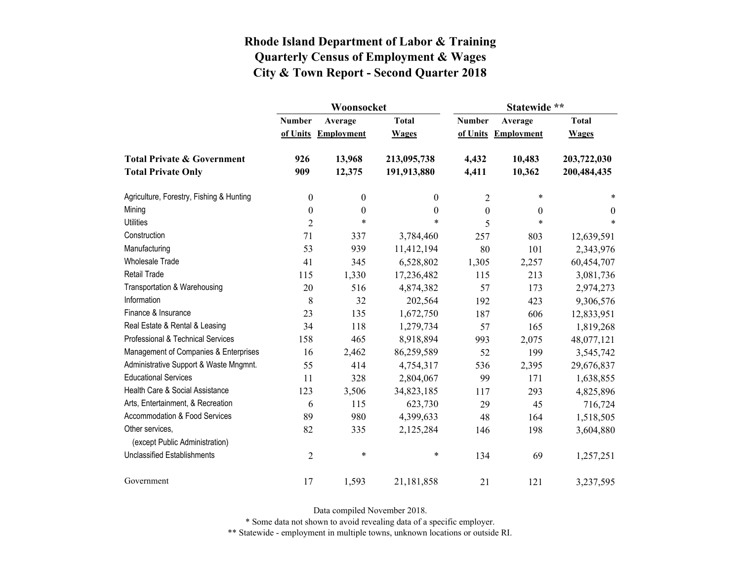# Rhode Island Department of Labor & Training
## Quarterly Census of Employment & Wages
## City & Town Report - Second Quarter 2018

| | Woonsocket | | | Statewide ** | | |
|---|---|---|---|---|---|---|
| | Number of Units | Average Employment | Total Wages | Number of Units | Average Employment | Total Wages |
| **Total Private & Government** | **926** | **13,968** | **213,095,738** | **4,432** | **10,483** | **203,722,030** |
| **Total Private Only** | **909** | **12,375** | **191,913,880** | **4,411** | **10,362** | **200,484,435** |
| Agriculture, Forestry, Fishing & Hunting | 0 | 0 | 0 | 2 | * | * |
| Mining | 0 | 0 | 0 | 0 | 0 | 0 |
| Utilities | 2 | * | * | 5 | * | * |
| Construction | 71 | 337 | 3,784,460 | 257 | 803 | 12,639,591 |
| Manufacturing | 53 | 939 | 11,412,194 | 80 | 101 | 2,343,976 |
| Wholesale Trade | 41 | 345 | 6,528,802 | 1,305 | 2,257 | 60,454,707 |
| Retail Trade | 115 | 1,330 | 17,236,482 | 115 | 213 | 3,081,736 |
| Transportation & Warehousing | 20 | 516 | 4,874,382 | 57 | 173 | 2,974,273 |
| Information | 8 | 32 | 202,564 | 192 | 423 | 9,306,576 |
| Finance & Insurance | 23 | 135 | 1,672,750 | 187 | 606 | 12,833,951 |
| Real Estate & Rental & Leasing | 34 | 118 | 1,279,734 | 57 | 165 | 1,819,268 |
| Professional & Technical Services | 158 | 465 | 8,918,894 | 993 | 2,075 | 48,077,121 |
| Management of Companies & Enterprises | 16 | 2,462 | 86,259,589 | 52 | 199 | 3,545,742 |
| Administrative Support & Waste Mngmnt. | 55 | 414 | 4,754,317 | 536 | 2,395 | 29,676,837 |
| Educational Services | 11 | 328 | 2,804,067 | 99 | 171 | 1,638,855 |
| Health Care & Social Assistance | 123 | 3,506 | 34,823,185 | 117 | 293 | 4,825,896 |
| Arts, Entertainment, & Recreation | 6 | 115 | 623,730 | 29 | 45 | 716,724 |
| Accommodation & Food Services | 89 | 980 | 4,399,633 | 48 | 164 | 1,518,505 |
| Other services, (except Public Administration) | 82 | 335 | 2,125,284 | 146 | 198 | 3,604,880 |
| Unclassified Establishments | 2 | * | * | 134 | 69 | 1,257,251 |
| Government | 17 | 1,593 | 21,181,858 | 21 | 121 | 3,237,595 |

Data compiled November 2018.

* Some data not shown to avoid revealing data of a specific employer.

** Statewide - employment in multiple towns, unknown locations or outside RI.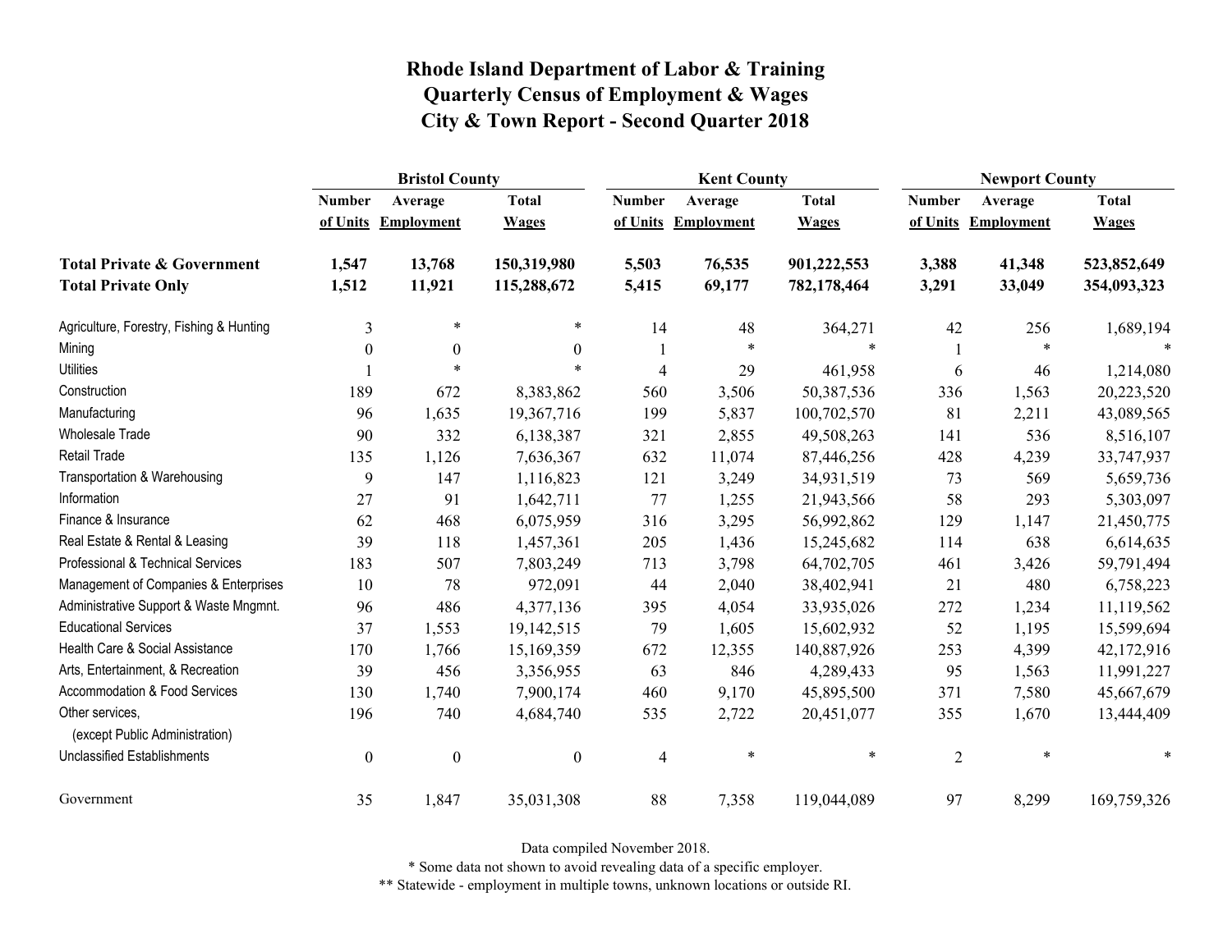# Rhode Island Department of Labor & Training
## Quarterly Census of Employment & Wages
## City & Town Report - Second Quarter 2018

| | Bristol County | | | Kent County | | | Newport County | | |
|---|---|---|---|---|---|---|---|---|---|
| | Number of Units | Average Employment | Total Wages | Number of Units | Average Employment | Total Wages | Number of Units | Average Employment | Total Wages |
| **Total Private & Government** | **1,547** | **13,768** | **150,319,980** | **5,503** | **76,535** | **901,222,553** | **3,388** | **41,348** | **523,852,649** |
| **Total Private Only** | **1,512** | **11,921** | **115,288,672** | **5,415** | **69,177** | **782,178,464** | **3,291** | **33,049** | **354,093,323** |
| Agriculture, Forestry, Fishing & Hunting | 3 | * | * | 14 | 48 | 364,271 | 42 | 256 | 1,689,194 |
| Mining | 0 | 0 | 0 | 1 | * | * | 1 | * | * |
| Utilities | 1 | * | * | 4 | 29 | 461,958 | 6 | 46 | 1,214,080 |
| Construction | 189 | 672 | 8,383,862 | 560 | 3,506 | 50,387,536 | 336 | 1,563 | 20,223,520 |
| Manufacturing | 96 | 1,635 | 19,367,716 | 199 | 5,837 | 100,702,570 | 81 | 2,211 | 43,089,565 |
| Wholesale Trade | 90 | 332 | 6,138,387 | 321 | 2,855 | 49,508,263 | 141 | 536 | 8,516,107 |
| Retail Trade | 135 | 1,126 | 7,636,367 | 632 | 11,074 | 87,446,256 | 428 | 4,239 | 33,747,937 |
| Transportation & Warehousing | 9 | 147 | 1,116,823 | 121 | 3,249 | 34,931,519 | 73 | 569 | 5,659,736 |
| Information | 27 | 91 | 1,642,711 | 77 | 1,255 | 21,943,566 | 58 | 293 | 5,303,097 |
| Finance & Insurance | 62 | 468 | 6,075,959 | 316 | 3,295 | 56,992,862 | 129 | 1,147 | 21,450,775 |
| Real Estate & Rental & Leasing | 39 | 118 | 1,457,361 | 205 | 1,436 | 15,245,682 | 114 | 638 | 6,614,635 |
| Professional & Technical Services | 183 | 507 | 7,803,249 | 713 | 3,798 | 64,702,705 | 461 | 3,426 | 59,791,494 |
| Management of Companies & Enterprises | 10 | 78 | 972,091 | 44 | 2,040 | 38,402,941 | 21 | 480 | 6,758,223 |
| Administrative Support & Waste Mngmnt. | 96 | 486 | 4,377,136 | 395 | 4,054 | 33,935,026 | 272 | 1,234 | 11,119,562 |
| Educational Services | 37 | 1,553 | 19,142,515 | 79 | 1,605 | 15,602,932 | 52 | 1,195 | 15,599,694 |
| Health Care & Social Assistance | 170 | 1,766 | 15,169,359 | 672 | 12,355 | 140,887,926 | 253 | 4,399 | 42,172,916 |
| Arts, Entertainment, & Recreation | 39 | 456 | 3,356,955 | 63 | 846 | 4,289,433 | 95 | 1,563 | 11,991,227 |
| Accommodation & Food Services | 130 | 1,740 | 7,900,174 | 460 | 9,170 | 45,895,500 | 371 | 7,580 | 45,667,679 |
| Other services, (except Public Administration) | 196 | 740 | 4,684,740 | 535 | 2,722 | 20,451,077 | 355 | 1,670 | 13,444,409 |
| Unclassified Establishments | 0 | 0 | 0 | 4 | * | * | 2 | * | * |
| Government | 35 | 1,847 | 35,031,308 | 88 | 7,358 | 119,044,089 | 97 | 8,299 | 169,759,326 |

Data compiled November 2018.

* Some data not shown to avoid revealing data of a specific employer.

** Statewide - employment in multiple towns, unknown locations or outside RI.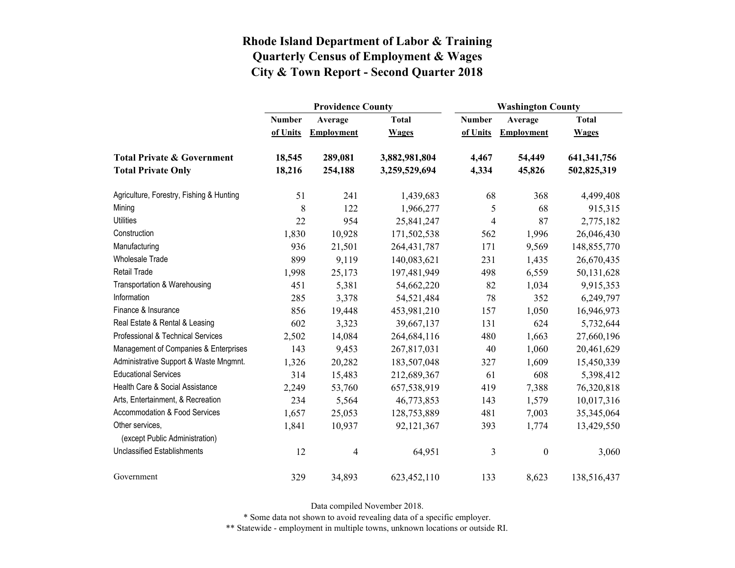# Rhode Island Department of Labor & Training
# Quarterly Census of Employment & Wages
# City & Town Report - Second Quarter 2018

| | Providence County | | | Washington County | | |
|---|---|---|---|---|---|---|
| | Number of Units | Average Employment | Total Wages | Number of Units | Average Employment | Total Wages |
| **Total Private & Government** | **18,545** | **289,081** | **3,882,981,804** | **4,467** | **54,449** | **641,341,756** |
| **Total Private Only** | **18,216** | **254,188** | **3,259,529,694** | **4,334** | **45,826** | **502,825,319** |
| Agriculture, Forestry, Fishing & Hunting | 51 | 241 | 1,439,683 | 68 | 368 | 4,499,408 |
| Mining | 8 | 122 | 1,966,277 | 5 | 68 | 915,315 |
| Utilities | 22 | 954 | 25,841,247 | 4 | 87 | 2,775,182 |
| Construction | 1,830 | 10,928 | 171,502,538 | 562 | 1,996 | 26,046,430 |
| Manufacturing | 936 | 21,501 | 264,431,787 | 171 | 9,569 | 148,855,770 |
| Wholesale Trade | 899 | 9,119 | 140,083,621 | 231 | 1,435 | 26,670,435 |
| Retail Trade | 1,998 | 25,173 | 197,481,949 | 498 | 6,559 | 50,131,628 |
| Transportation & Warehousing | 451 | 5,381 | 54,662,220 | 82 | 1,034 | 9,915,353 |
| Information | 285 | 3,378 | 54,521,484 | 78 | 352 | 6,249,797 |
| Finance & Insurance | 856 | 19,448 | 453,981,210 | 157 | 1,050 | 16,946,973 |
| Real Estate & Rental & Leasing | 602 | 3,323 | 39,667,137 | 131 | 624 | 5,732,644 |
| Professional & Technical Services | 2,502 | 14,084 | 264,684,116 | 480 | 1,663 | 27,660,196 |
| Management of Companies & Enterprises | 143 | 9,453 | 267,817,031 | 40 | 1,060 | 20,461,629 |
| Administrative Support & Waste Mngmnt. | 1,326 | 20,282 | 183,507,048 | 327 | 1,609 | 15,450,339 |
| Educational Services | 314 | 15,483 | 212,689,367 | 61 | 608 | 5,398,412 |
| Health Care & Social Assistance | 2,249 | 53,760 | 657,538,919 | 419 | 7,388 | 76,320,818 |
| Arts, Entertainment, & Recreation | 234 | 5,564 | 46,773,853 | 143 | 1,579 | 10,017,316 |
| Accommodation & Food Services | 1,657 | 25,053 | 128,753,889 | 481 | 7,003 | 35,345,064 |
| Other services, (except Public Administration) | 1,841 | 10,937 | 92,121,367 | 393 | 1,774 | 13,429,550 |
| Unclassified Establishments | 12 | 4 | 64,951 | 3 | 0 | 3,060 |
| Government | 329 | 34,893 | 623,452,110 | 133 | 8,623 | 138,516,437 |

Data compiled November 2018.

* Some data not shown to avoid revealing data of a specific employer.

** Statewide - employment in multiple towns, unknown locations or outside RI.